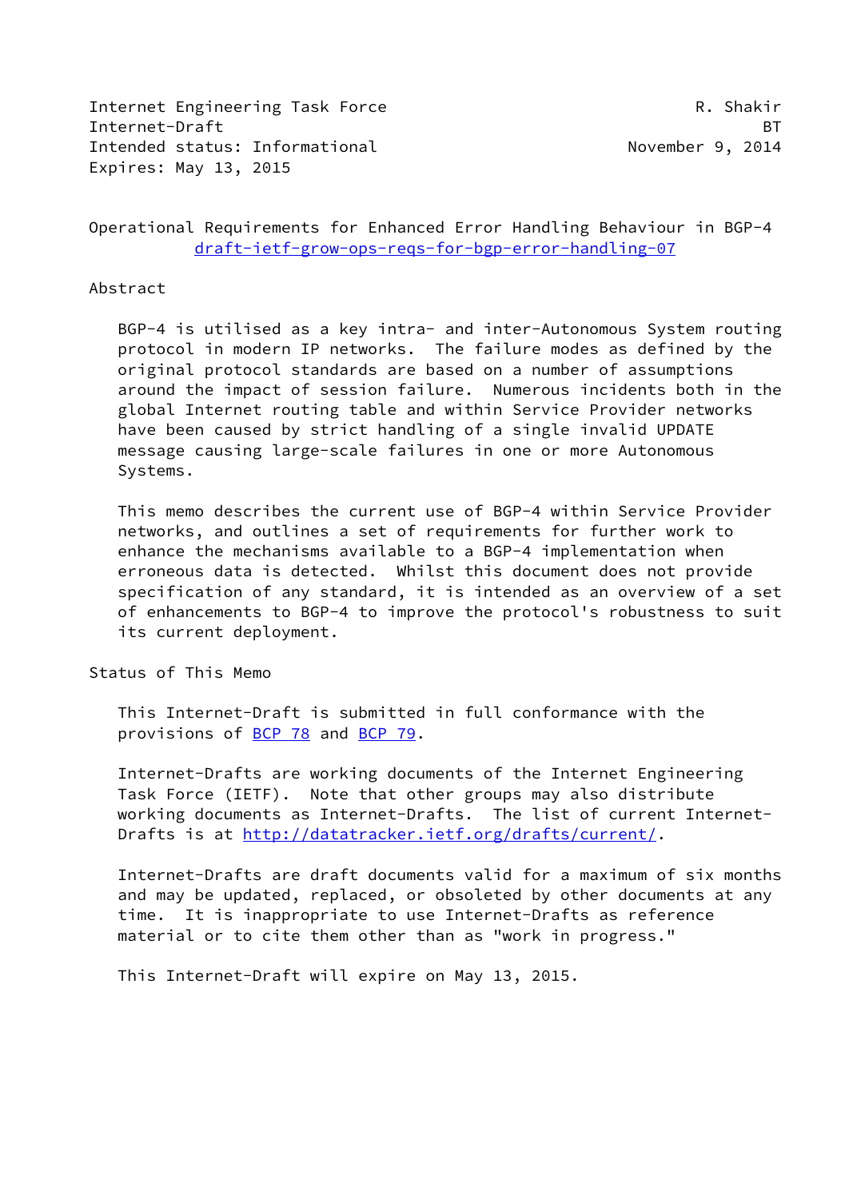Internet Engineering Task Force R. Shakir
Internet-Draft BT
Intended status: Informational November 9, 2014
Expires: May 13, 2015

# Operational Requirements for Enhanced Error Handling Behaviour in BGP-4

draft-ietf-grow-ops-reqs-for-bgp-error-handling-07

## Abstract

BGP-4 is utilised as a key intra- and inter-Autonomous System routing protocol in modern IP networks. The failure modes as defined by the original protocol standards are based on a number of assumptions around the impact of session failure. Numerous incidents both in the global Internet routing table and within Service Provider networks have been caused by strict handling of a single invalid UPDATE message causing large-scale failures in one or more Autonomous Systems.

This memo describes the current use of BGP-4 within Service Provider networks, and outlines a set of requirements for further work to enhance the mechanisms available to a BGP-4 implementation when erroneous data is detected. Whilst this document does not provide specification of any standard, it is intended as an overview of a set of enhancements to BGP-4 to improve the protocol's robustness to suit its current deployment.

## Status of This Memo

This Internet-Draft is submitted in full conformance with the provisions of BCP 78 and BCP 79.

Internet-Drafts are working documents of the Internet Engineering Task Force (IETF). Note that other groups may also distribute working documents as Internet-Drafts. The list of current Internet-Drafts is at http://datatracker.ietf.org/drafts/current/.

Internet-Drafts are draft documents valid for a maximum of six months and may be updated, replaced, or obsoleted by other documents at any time. It is inappropriate to use Internet-Drafts as reference material or to cite them other than as "work in progress."

This Internet-Draft will expire on May 13, 2015.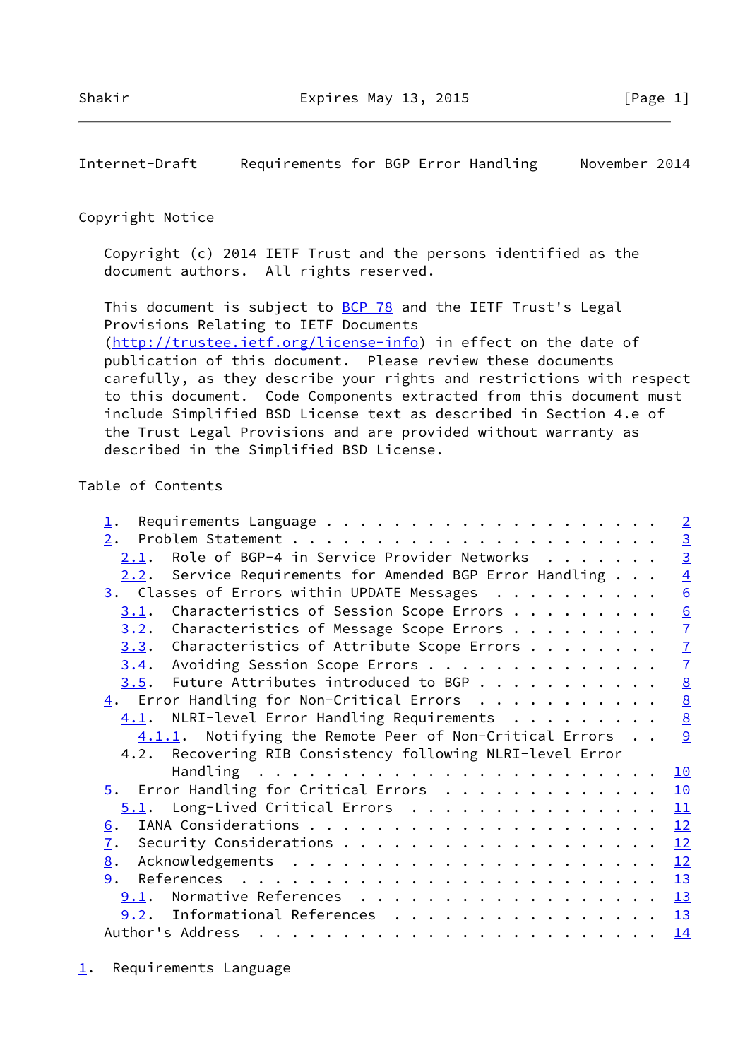Copyright Notice

Copyright (c) 2014 IETF Trust and the persons identified as the document authors. All rights reserved.

This document is subject to BCP 78 and the IETF Trust's Legal Provisions Relating to IETF Documents (http://trustee.ietf.org/license-info) in effect on the date of publication of this document. Please review these documents carefully, as they describe your rights and restrictions with respect to this document. Code Components extracted from this document must include Simplified BSD License text as described in Section 4.e of the Trust Legal Provisions and are provided without warranty as described in the Simplified BSD License.

Table of Contents

```
   1.  Requirements Language . . . . . . . . . . . . . . . . . . . .   2
   2.  Problem Statement . . . . . . . . . . . . . . . . . . . . . .   3
     2.1.  Role of BGP-4 in Service Provider Networks  . . . . . . .   3
     2.2.  Service Requirements for Amended BGP Error Handling . . .   4
   3.  Classes of Errors within UPDATE Messages  . . . . . . . . . .   6
     3.1.  Characteristics of Session Scope Errors . . . . . . . . .   6
     3.2.  Characteristics of Message Scope Errors . . . . . . . . .   7
     3.3.  Characteristics of Attribute Scope Errors . . . . . . . .   7
     3.4.  Avoiding Session Scope Errors . . . . . . . . . . . . . .   7
     3.5.  Future Attributes introduced to BGP . . . . . . . . . . .   8
   4.  Error Handling for Non-Critical Errors  . . . . . . . . . . .   8
     4.1.  NLRI-level Error Handling Requirements  . . . . . . . . .   8
       4.1.1.  Notifying the Remote Peer of Non-Critical Errors  . .   9
     4.2.  Recovering RIB Consistency following NLRI-level Error
           Handling  . . . . . . . . . . . . . . . . . . . . . . . .  10
   5.  Error Handling for Critical Errors  . . . . . . . . . . . . .  10
     5.1.  Long-Lived Critical Errors . . . . . . . . . . . . . . . .  11
   6.  IANA Considerations . . . . . . . . . . . . . . . . . . . . .  12
   7.  Security Considerations . . . . . . . . . . . . . . . . . . .  12
   8.  Acknowledgements  . . . . . . . . . . . . . . . . . . . . . .  12
   9.  References  . . . . . . . . . . . . . . . . . . . . . . . . .  13
     9.1.  Normative References  . . . . . . . . . . . . . . . . . .  13
     9.2.  Informational References  . . . . . . . . . . . . . . . .  13
   Author's Address  . . . . . . . . . . . . . . . . . . . . . . . .  14
```

## 1. Requirements Language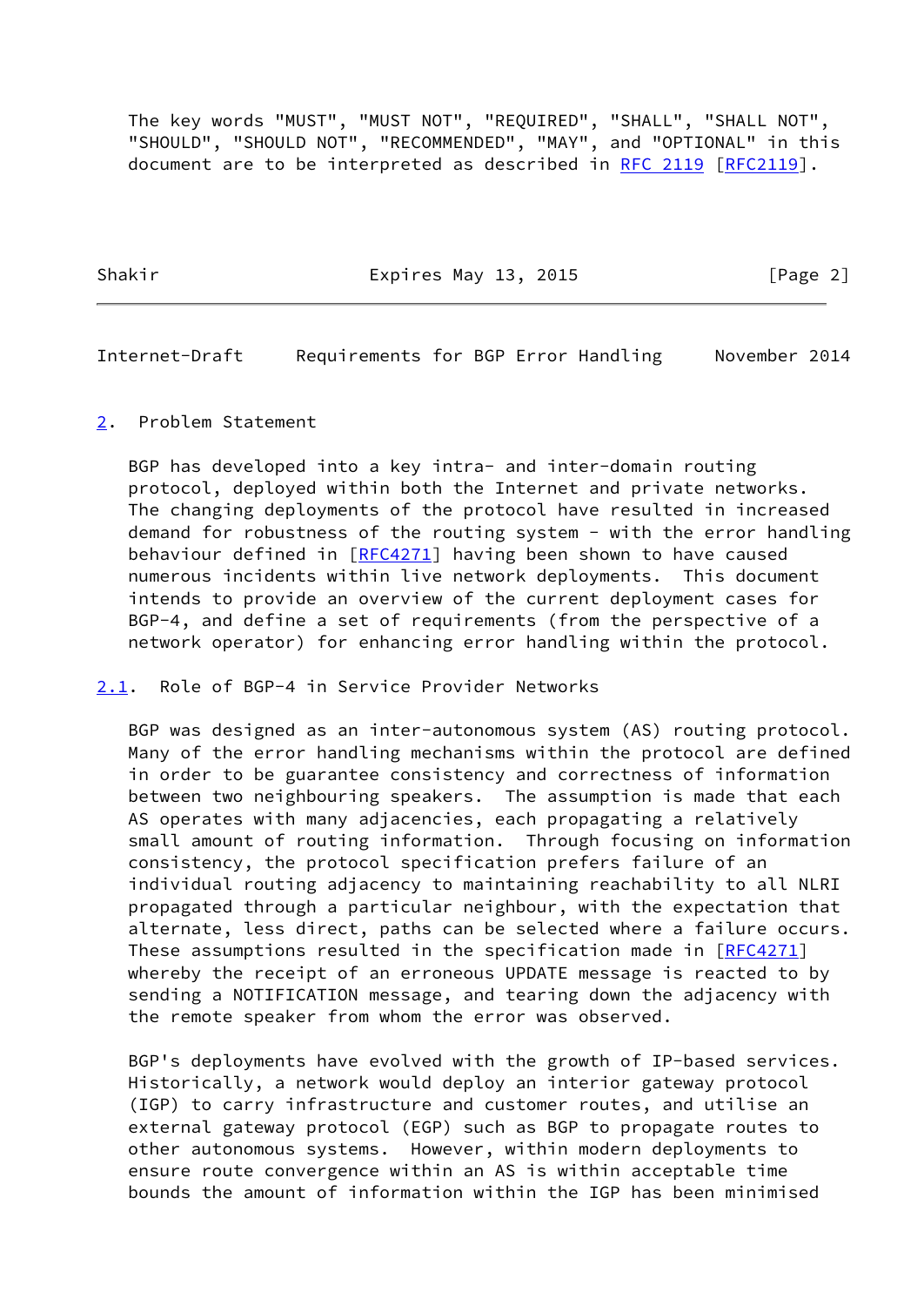The key words "MUST", "MUST NOT", "REQUIRED", "SHALL", "SHALL NOT", "SHOULD", "SHOULD NOT", "RECOMMENDED", "MAY", and "OPTIONAL" in this document are to be interpreted as described in RFC 2119 [RFC2119].

## 2. Problem Statement

BGP has developed into a key intra- and inter-domain routing protocol, deployed within both the Internet and private networks. The changing deployments of the protocol have resulted in increased demand for robustness of the routing system - with the error handling behaviour defined in [RFC4271] having been shown to have caused numerous incidents within live network deployments. This document intends to provide an overview of the current deployment cases for BGP-4, and define a set of requirements (from the perspective of a network operator) for enhancing error handling within the protocol.

### 2.1. Role of BGP-4 in Service Provider Networks

BGP was designed as an inter-autonomous system (AS) routing protocol. Many of the error handling mechanisms within the protocol are defined in order to be guarantee consistency and correctness of information between two neighbouring speakers. The assumption is made that each AS operates with many adjacencies, each propagating a relatively small amount of routing information. Through focusing on information consistency, the protocol specification prefers failure of an individual routing adjacency to maintaining reachability to all NLRI propagated through a particular neighbour, with the expectation that alternate, less direct, paths can be selected where a failure occurs. These assumptions resulted in the specification made in [RFC4271] whereby the receipt of an erroneous UPDATE message is reacted to by sending a NOTIFICATION message, and tearing down the adjacency with the remote speaker from whom the error was observed.

BGP's deployments have evolved with the growth of IP-based services. Historically, a network would deploy an interior gateway protocol (IGP) to carry infrastructure and customer routes, and utilise an external gateway protocol (EGP) such as BGP to propagate routes to other autonomous systems. However, within modern deployments to ensure route convergence within an AS is within acceptable time bounds the amount of information within the IGP has been minimised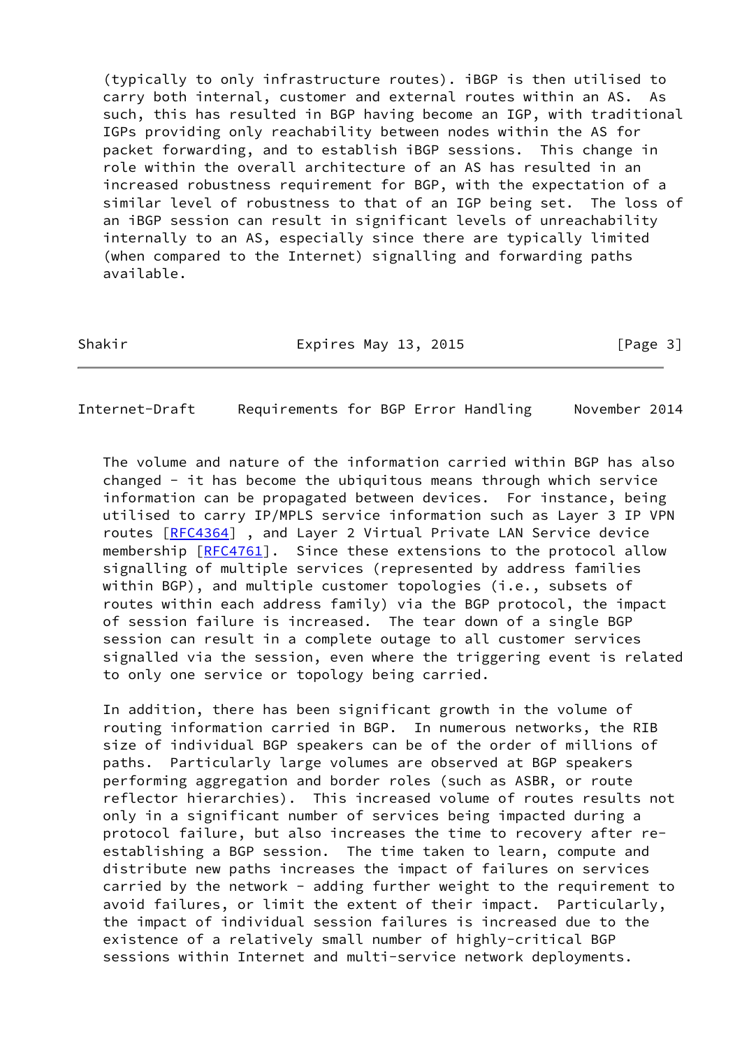(typically to only infrastructure routes). iBGP is then utilised to carry both internal, customer and external routes within an AS. As such, this has resulted in BGP having become an IGP, with traditional IGPs providing only reachability between nodes within the AS for packet forwarding, and to establish iBGP sessions. This change in role within the overall architecture of an AS has resulted in an increased robustness requirement for BGP, with the expectation of a similar level of robustness to that of an IGP being set. The loss of an iBGP session can result in significant levels of unreachability internally to an AS, especially since there are typically limited (when compared to the Internet) signalling and forwarding paths available.

The volume and nature of the information carried within BGP has also changed - it has become the ubiquitous means through which service information can be propagated between devices. For instance, being utilised to carry IP/MPLS service information such as Layer 3 IP VPN routes [RFC4364] , and Layer 2 Virtual Private LAN Service device membership [RFC4761]. Since these extensions to the protocol allow signalling of multiple services (represented by address families within BGP), and multiple customer topologies (i.e., subsets of routes within each address family) via the BGP protocol, the impact of session failure is increased. The tear down of a single BGP session can result in a complete outage to all customer services signalled via the session, even where the triggering event is related to only one service or topology being carried.

In addition, there has been significant growth in the volume of routing information carried in BGP. In numerous networks, the RIB size of individual BGP speakers can be of the order of millions of paths. Particularly large volumes are observed at BGP speakers performing aggregation and border roles (such as ASBR, or route reflector hierarchies). This increased volume of routes results not only in a significant number of services being impacted during a protocol failure, but also increases the time to recovery after re-establishing a BGP session. The time taken to learn, compute and distribute new paths increases the impact of failures on services carried by the network - adding further weight to the requirement to avoid failures, or limit the extent of their impact. Particularly, the impact of individual session failures is increased due to the existence of a relatively small number of highly-critical BGP sessions within Internet and multi-service network deployments.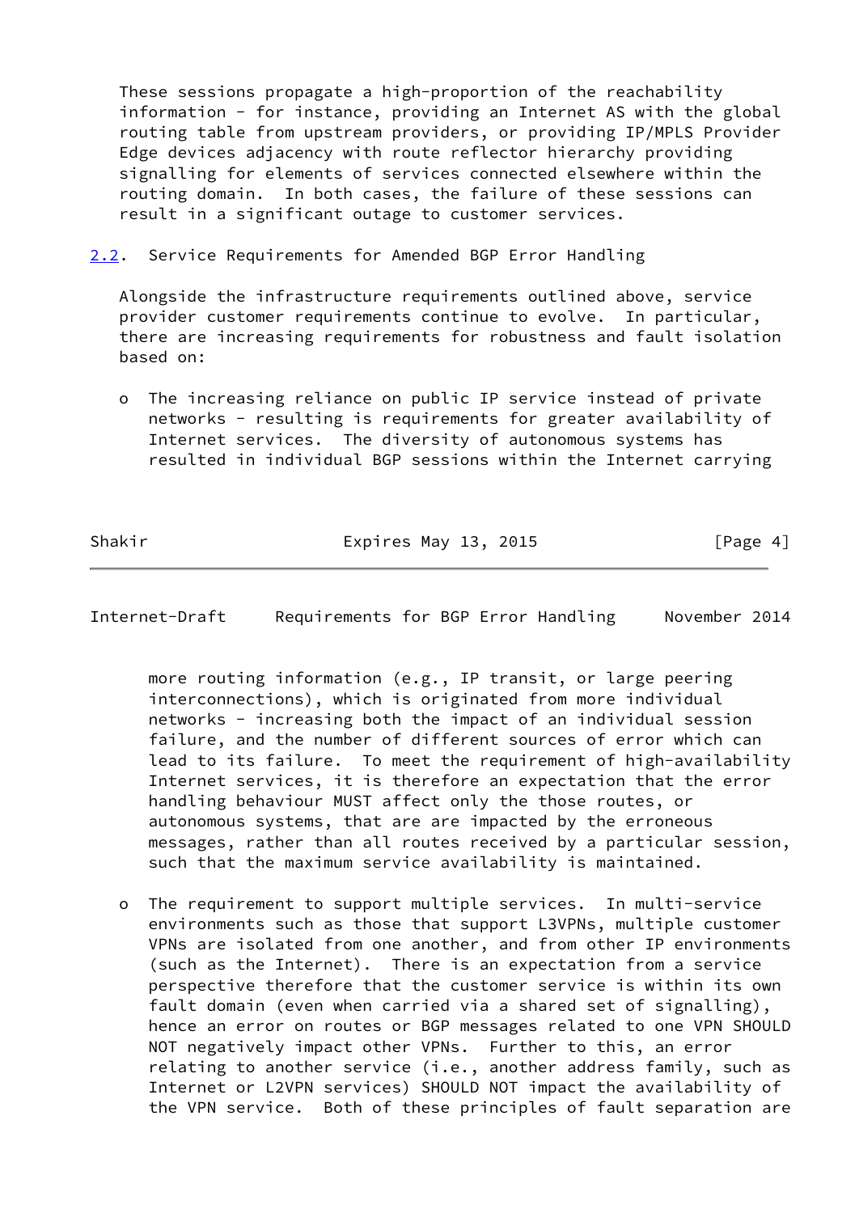These sessions propagate a high-proportion of the reachability information - for instance, providing an Internet AS with the global routing table from upstream providers, or providing IP/MPLS Provider Edge devices adjacency with route reflector hierarchy providing signalling for elements of services connected elsewhere within the routing domain. In both cases, the failure of these sessions can result in a significant outage to customer services.

### 2.2. Service Requirements for Amended BGP Error Handling

Alongside the infrastructure requirements outlined above, service provider customer requirements continue to evolve. In particular, there are increasing requirements for robustness and fault isolation based on:

- The increasing reliance on public IP service instead of private networks - resulting is requirements for greater availability of Internet services. The diversity of autonomous systems has resulted in individual BGP sessions within the Internet carrying more routing information (e.g., IP transit, or large peering interconnections), which is originated from more individual networks - increasing both the impact of an individual session failure, and the number of different sources of error which can lead to its failure. To meet the requirement of high-availability Internet services, it is therefore an expectation that the error handling behaviour MUST affect only the those routes, or autonomous systems, that are are impacted by the erroneous messages, rather than all routes received by a particular session, such that the maximum service availability is maintained.

- The requirement to support multiple services. In multi-service environments such as those that support L3VPNs, multiple customer VPNs are isolated from one another, and from other IP environments (such as the Internet). There is an expectation from a service perspective therefore that the customer service is within its own fault domain (even when carried via a shared set of signalling), hence an error on routes or BGP messages related to one VPN SHOULD NOT negatively impact other VPNs. Further to this, an error relating to another service (i.e., another address family, such as Internet or L2VPN services) SHOULD NOT impact the availability of the VPN service. Both of these principles of fault separation are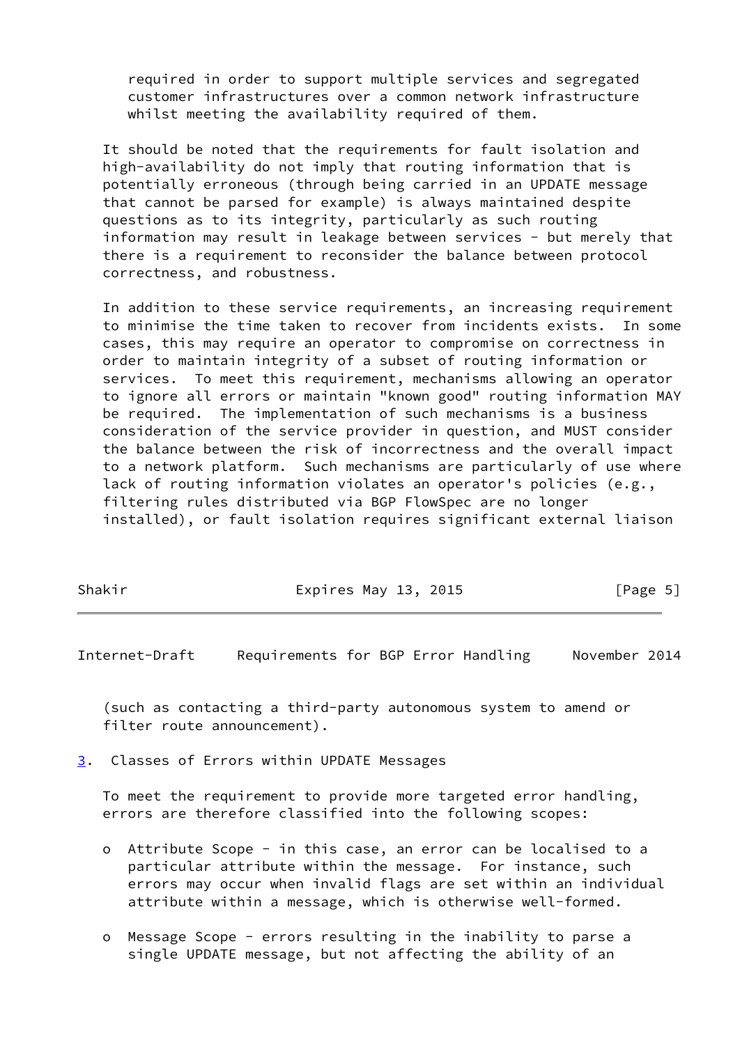required in order to support multiple services and segregated customer infrastructures over a common network infrastructure whilst meeting the availability required of them.

It should be noted that the requirements for fault isolation and high-availability do not imply that routing information that is potentially erroneous (through being carried in an UPDATE message that cannot be parsed for example) is always maintained despite questions as to its integrity, particularly as such routing information may result in leakage between services - but merely that there is a requirement to reconsider the balance between protocol correctness, and robustness.

In addition to these service requirements, an increasing requirement to minimise the time taken to recover from incidents exists. In some cases, this may require an operator to compromise on correctness in order to maintain integrity of a subset of routing information or services. To meet this requirement, mechanisms allowing an operator to ignore all errors or maintain "known good" routing information MAY be required. The implementation of such mechanisms is a business consideration of the service provider in question, and MUST consider the balance between the risk of incorrectness and the overall impact to a network platform. Such mechanisms are particularly of use where lack of routing information violates an operator's policies (e.g., filtering rules distributed via BGP FlowSpec are no longer installed), or fault isolation requires significant external liaison (such as contacting a third-party autonomous system to amend or filter route announcement).

## 3. Classes of Errors within UPDATE Messages

To meet the requirement to provide more targeted error handling, errors are therefore classified into the following scopes:

- Attribute Scope - in this case, an error can be localised to a particular attribute within the message. For instance, such errors may occur when invalid flags are set within an individual attribute within a message, which is otherwise well-formed.

- Message Scope - errors resulting in the inability to parse a single UPDATE message, but not affecting the ability of an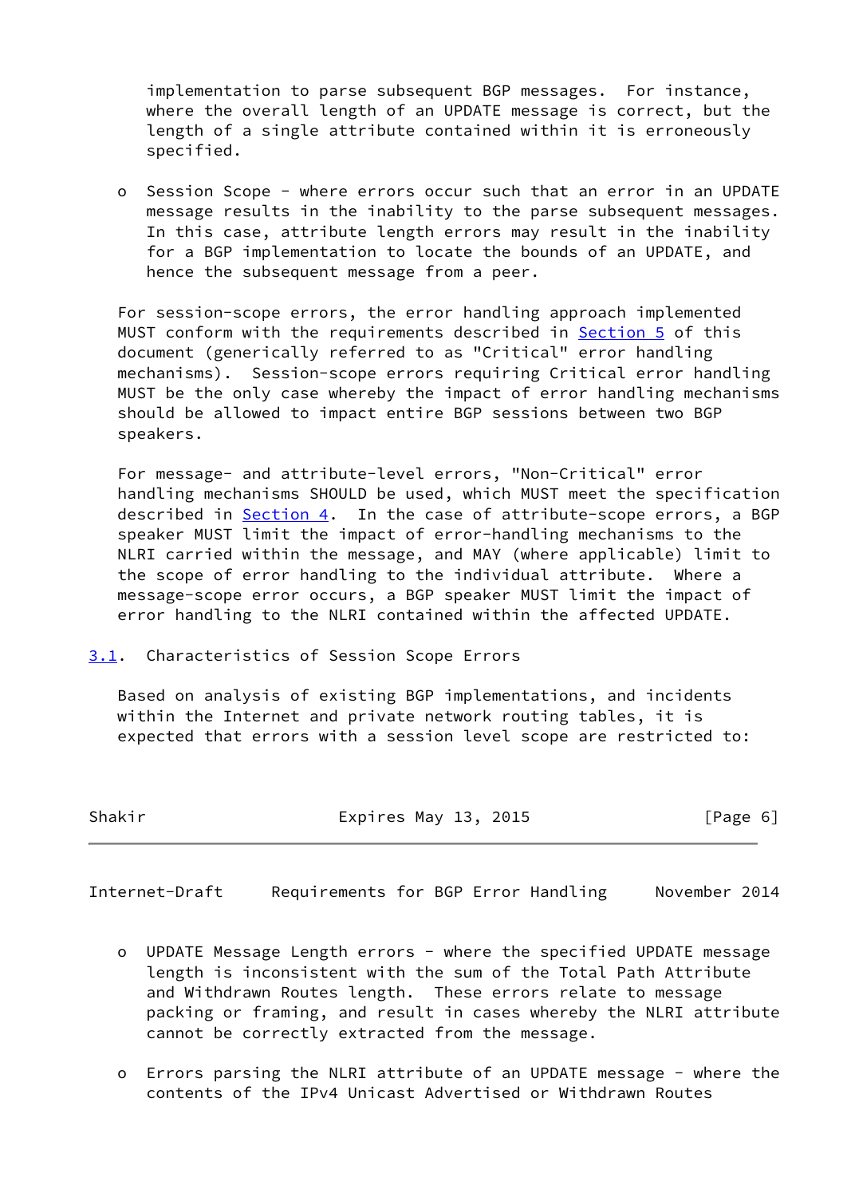implementation to parse subsequent BGP messages. For instance, where the overall length of an UPDATE message is correct, but the length of a single attribute contained within it is erroneously specified.

- Session Scope - where errors occur such that an error in an UPDATE message results in the inability to the parse subsequent messages. In this case, attribute length errors may result in the inability for a BGP implementation to locate the bounds of an UPDATE, and hence the subsequent message from a peer.

For session-scope errors, the error handling approach implemented MUST conform with the requirements described in Section 5 of this document (generically referred to as "Critical" error handling mechanisms). Session-scope errors requiring Critical error handling MUST be the only case whereby the impact of error handling mechanisms should be allowed to impact entire BGP sessions between two BGP speakers.

For message- and attribute-level errors, "Non-Critical" error handling mechanisms SHOULD be used, which MUST meet the specification described in Section 4. In the case of attribute-scope errors, a BGP speaker MUST limit the impact of error-handling mechanisms to the NLRI carried within the message, and MAY (where applicable) limit to the scope of error handling to the individual attribute. Where a message-scope error occurs, a BGP speaker MUST limit the impact of error handling to the NLRI contained within the affected UPDATE.

## 3.1. Characteristics of Session Scope Errors

Based on analysis of existing BGP implementations, and incidents within the Internet and private network routing tables, it is expected that errors with a session level scope are restricted to:

- UPDATE Message Length errors - where the specified UPDATE message length is inconsistent with the sum of the Total Path Attribute and Withdrawn Routes length. These errors relate to message packing or framing, and result in cases whereby the NLRI attribute cannot be correctly extracted from the message.

- Errors parsing the NLRI attribute of an UPDATE message - where the contents of the IPv4 Unicast Advertised or Withdrawn Routes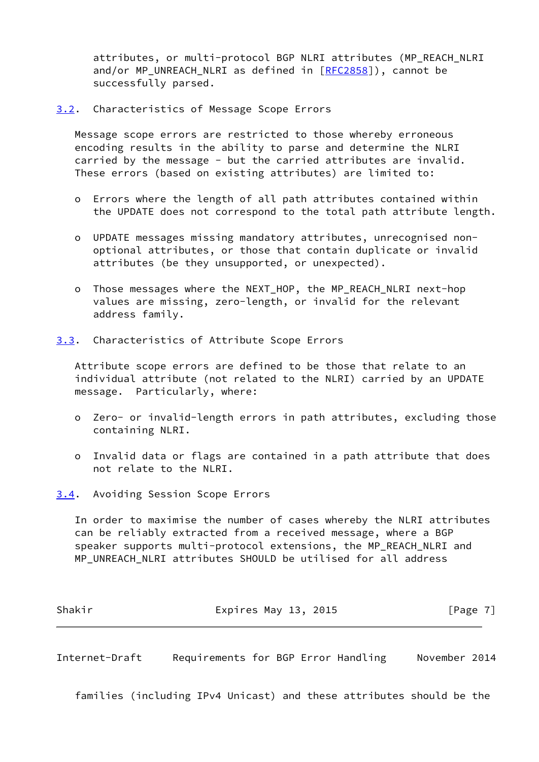attributes, or multi-protocol BGP NLRI attributes (MP_REACH_NLRI and/or MP_UNREACH_NLRI as defined in [RFC2858]), cannot be successfully parsed.

### 3.2. Characteristics of Message Scope Errors

Message scope errors are restricted to those whereby erroneous encoding results in the ability to parse and determine the NLRI carried by the message - but the carried attributes are invalid. These errors (based on existing attributes) are limited to:

- Errors where the length of all path attributes contained within the UPDATE does not correspond to the total path attribute length.

- UPDATE messages missing mandatory attributes, unrecognised non-optional attributes, or those that contain duplicate or invalid attributes (be they unsupported, or unexpected).

- Those messages where the NEXT_HOP, the MP_REACH_NLRI next-hop values are missing, zero-length, or invalid for the relevant address family.

### 3.3. Characteristics of Attribute Scope Errors

Attribute scope errors are defined to be those that relate to an individual attribute (not related to the NLRI) carried by an UPDATE message. Particularly, where:

- Zero- or invalid-length errors in path attributes, excluding those containing NLRI.

- Invalid data or flags are contained in a path attribute that does not relate to the NLRI.

### 3.4. Avoiding Session Scope Errors

In order to maximise the number of cases whereby the NLRI attributes can be reliably extracted from a received message, where a BGP speaker supports multi-protocol extensions, the MP_REACH_NLRI and MP_UNREACH_NLRI attributes SHOULD be utilised for all address families (including IPv4 Unicast) and these attributes should be the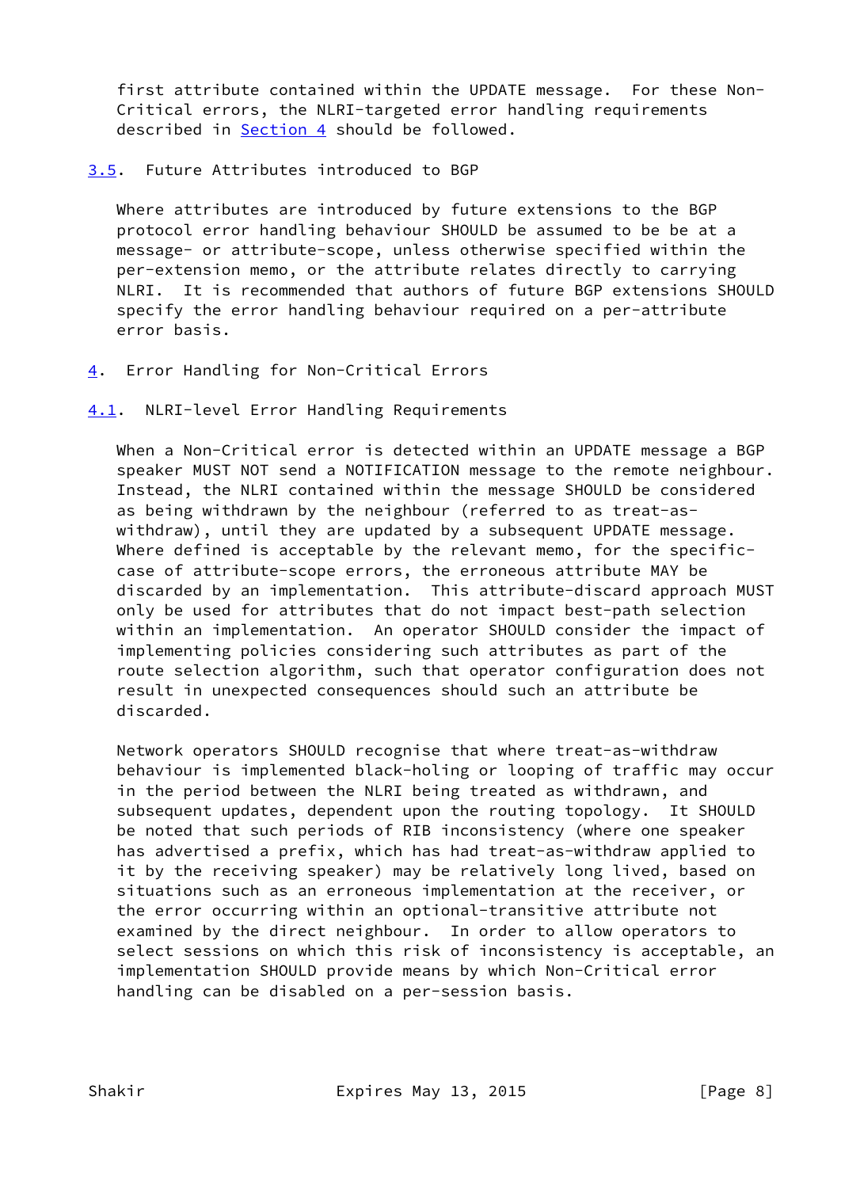first attribute contained within the UPDATE message. For these Non-Critical errors, the NLRI-targeted error handling requirements described in Section 4 should be followed.

### 3.5. Future Attributes introduced to BGP

Where attributes are introduced by future extensions to the BGP protocol error handling behaviour SHOULD be assumed to be be at a message- or attribute-scope, unless otherwise specified within the per-extension memo, or the attribute relates directly to carrying NLRI. It is recommended that authors of future BGP extensions SHOULD specify the error handling behaviour required on a per-attribute error basis.

## 4. Error Handling for Non-Critical Errors

### 4.1. NLRI-level Error Handling Requirements

When a Non-Critical error is detected within an UPDATE message a BGP speaker MUST NOT send a NOTIFICATION message to the remote neighbour. Instead, the NLRI contained within the message SHOULD be considered as being withdrawn by the neighbour (referred to as treat-as-withdraw), until they are updated by a subsequent UPDATE message. Where defined is acceptable by the relevant memo, for the specific-case of attribute-scope errors, the erroneous attribute MAY be discarded by an implementation. This attribute-discard approach MUST only be used for attributes that do not impact best-path selection within an implementation. An operator SHOULD consider the impact of implementing policies considering such attributes as part of the route selection algorithm, such that operator configuration does not result in unexpected consequences should such an attribute be discarded.

Network operators SHOULD recognise that where treat-as-withdraw behaviour is implemented black-holing or looping of traffic may occur in the period between the NLRI being treated as withdrawn, and subsequent updates, dependent upon the routing topology. It SHOULD be noted that such periods of RIB inconsistency (where one speaker has advertised a prefix, which has had treat-as-withdraw applied to it by the receiving speaker) may be relatively long lived, based on situations such as an erroneous implementation at the receiver, or the error occurring within an optional-transitive attribute not examined by the direct neighbour. In order to allow operators to select sessions on which this risk of inconsistency is acceptable, an implementation SHOULD provide means by which Non-Critical error handling can be disabled on a per-session basis.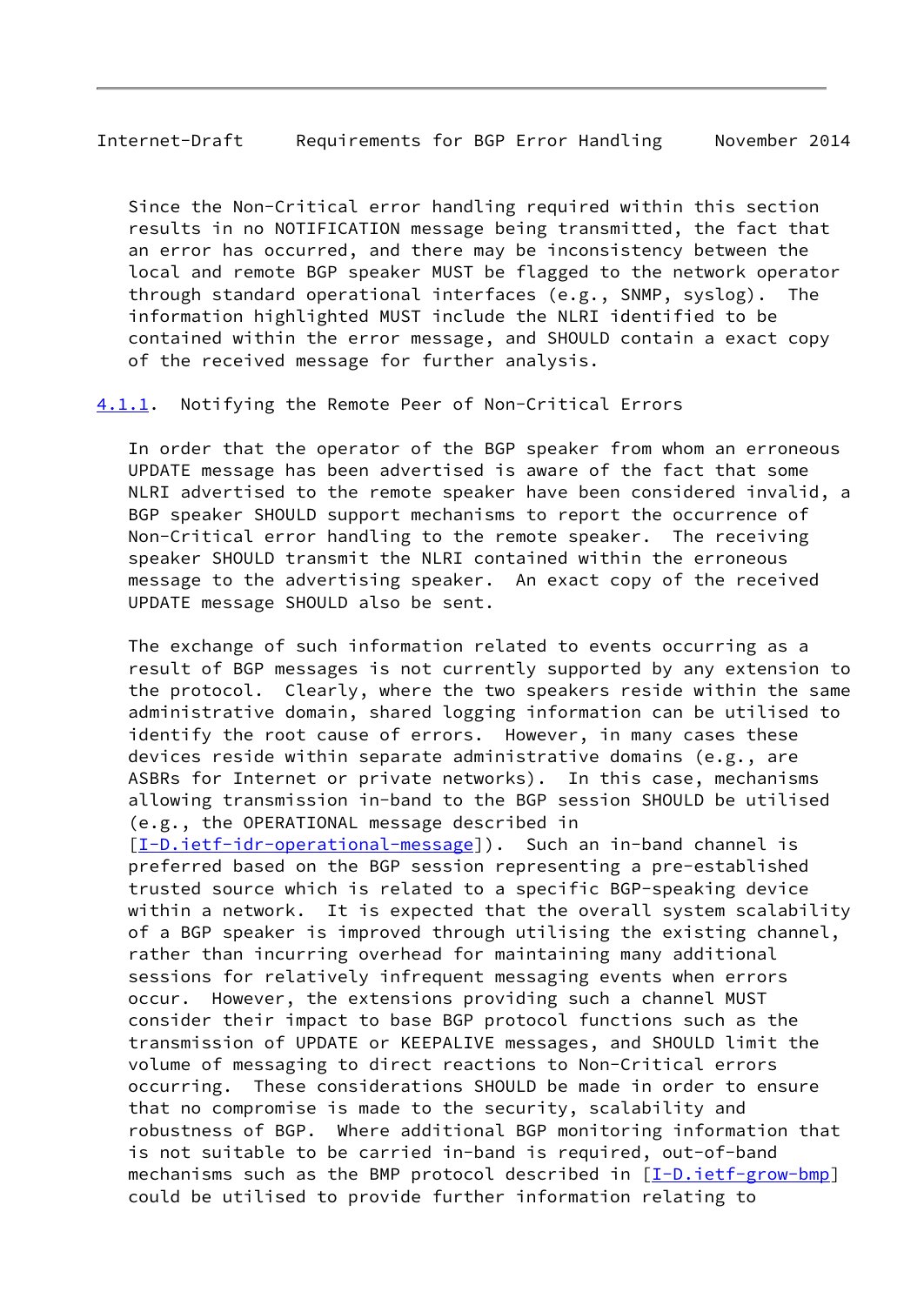Since the Non-Critical error handling required within this section results in no NOTIFICATION message being transmitted, the fact that an error has occurred, and there may be inconsistency between the local and remote BGP speaker MUST be flagged to the network operator through standard operational interfaces (e.g., SNMP, syslog). The information highlighted MUST include the NLRI identified to be contained within the error message, and SHOULD contain a exact copy of the received message for further analysis.

### 4.1.1. Notifying the Remote Peer of Non-Critical Errors

In order that the operator of the BGP speaker from whom an erroneous UPDATE message has been advertised is aware of the fact that some NLRI advertised to the remote speaker have been considered invalid, a BGP speaker SHOULD support mechanisms to report the occurrence of Non-Critical error handling to the remote speaker. The receiving speaker SHOULD transmit the NLRI contained within the erroneous message to the advertising speaker. An exact copy of the received UPDATE message SHOULD also be sent.

The exchange of such information related to events occurring as a result of BGP messages is not currently supported by any extension to the protocol. Clearly, where the two speakers reside within the same administrative domain, shared logging information can be utilised to identify the root cause of errors. However, in many cases these devices reside within separate administrative domains (e.g., are ASBRs for Internet or private networks). In this case, mechanisms allowing transmission in-band to the BGP session SHOULD be utilised (e.g., the OPERATIONAL message described in [I-D.ietf-idr-operational-message]). Such an in-band channel is preferred based on the BGP session representing a pre-established trusted source which is related to a specific BGP-speaking device within a network. It is expected that the overall system scalability of a BGP speaker is improved through utilising the existing channel, rather than incurring overhead for maintaining many additional sessions for relatively infrequent messaging events when errors occur. However, the extensions providing such a channel MUST consider their impact to base BGP protocol functions such as the transmission of UPDATE or KEEPALIVE messages, and SHOULD limit the volume of messaging to direct reactions to Non-Critical errors occurring. These considerations SHOULD be made in order to ensure that no compromise is made to the security, scalability and robustness of BGP. Where additional BGP monitoring information that is not suitable to be carried in-band is required, out-of-band mechanisms such as the BMP protocol described in [I-D.ietf-grow-bmp] could be utilised to provide further information relating to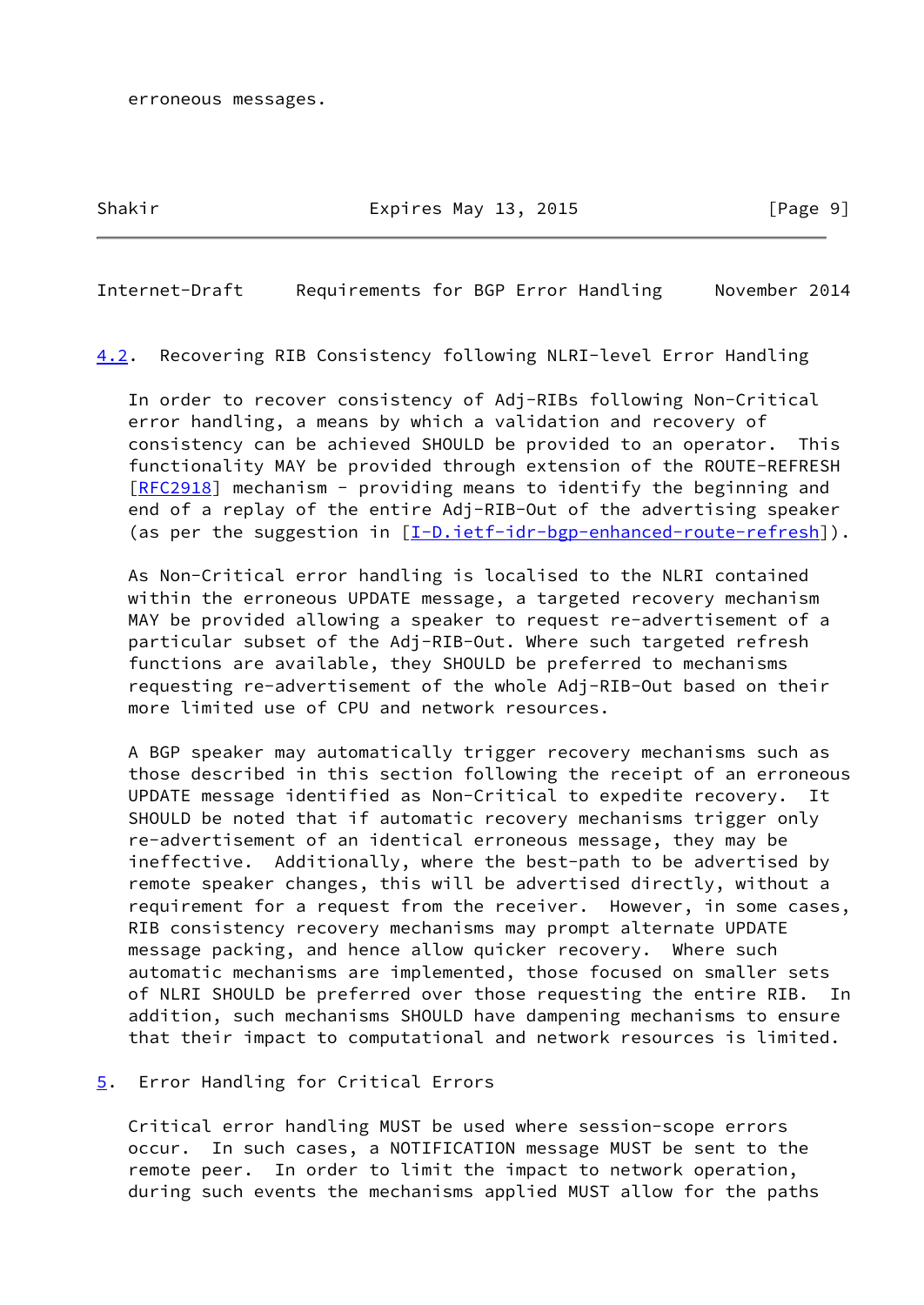erroneous messages.

### 4.2. Recovering RIB Consistency following NLRI-level Error Handling

In order to recover consistency of Adj-RIBs following Non-Critical error handling, a means by which a validation and recovery of consistency can be achieved SHOULD be provided to an operator. This functionality MAY be provided through extension of the ROUTE-REFRESH [RFC2918] mechanism - providing means to identify the beginning and end of a replay of the entire Adj-RIB-Out of the advertising speaker (as per the suggestion in [I-D.ietf-idr-bgp-enhanced-route-refresh]).

As Non-Critical error handling is localised to the NLRI contained within the erroneous UPDATE message, a targeted recovery mechanism MAY be provided allowing a speaker to request re-advertisement of a particular subset of the Adj-RIB-Out. Where such targeted refresh functions are available, they SHOULD be preferred to mechanisms requesting re-advertisement of the whole Adj-RIB-Out based on their more limited use of CPU and network resources.

A BGP speaker may automatically trigger recovery mechanisms such as those described in this section following the receipt of an erroneous UPDATE message identified as Non-Critical to expedite recovery. It SHOULD be noted that if automatic recovery mechanisms trigger only re-advertisement of an identical erroneous message, they may be ineffective. Additionally, where the best-path to be advertised by remote speaker changes, this will be advertised directly, without a requirement for a request from the receiver. However, in some cases, RIB consistency recovery mechanisms may prompt alternate UPDATE message packing, and hence allow quicker recovery. Where such automatic mechanisms are implemented, those focused on smaller sets of NLRI SHOULD be preferred over those requesting the entire RIB. In addition, such mechanisms SHOULD have dampening mechanisms to ensure that their impact to computational and network resources is limited.

## 5. Error Handling for Critical Errors

Critical error handling MUST be used where session-scope errors occur. In such cases, a NOTIFICATION message MUST be sent to the remote peer. In order to limit the impact to network operation, during such events the mechanisms applied MUST allow for the paths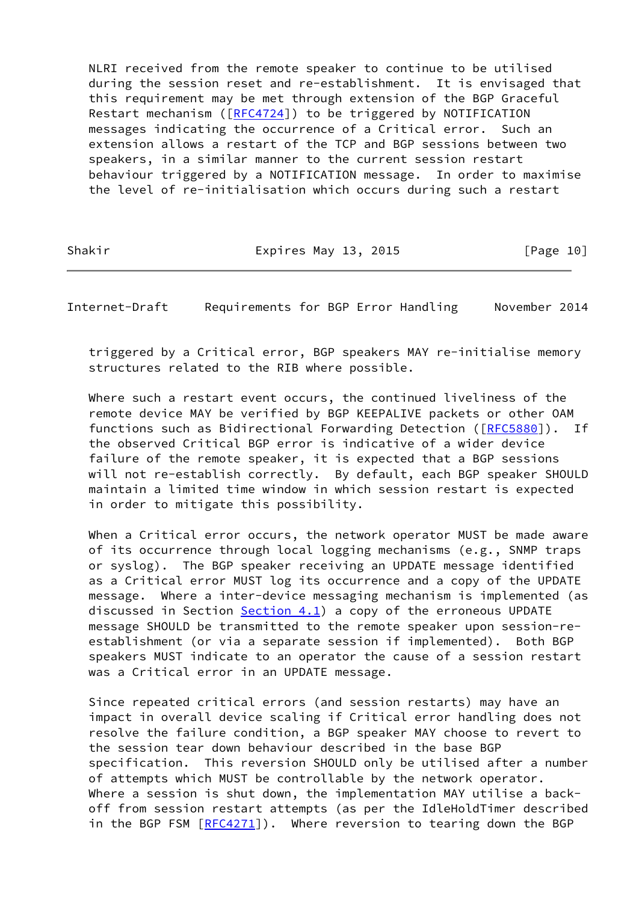NLRI received from the remote speaker to continue to be utilised during the session reset and re-establishment. It is envisaged that this requirement may be met through extension of the BGP Graceful Restart mechanism ([RFC4724]) to be triggered by NOTIFICATION messages indicating the occurrence of a Critical error. Such an extension allows a restart of the TCP and BGP sessions between two speakers, in a similar manner to the current session restart behaviour triggered by a NOTIFICATION message. In order to maximise the level of re-initialisation which occurs during such a restart triggered by a Critical error, BGP speakers MAY re-initialise memory structures related to the RIB where possible.

Where such a restart event occurs, the continued liveliness of the remote device MAY be verified by BGP KEEPALIVE packets or other OAM functions such as Bidirectional Forwarding Detection ([RFC5880]). If the observed Critical BGP error is indicative of a wider device failure of the remote speaker, it is expected that a BGP sessions will not re-establish correctly. By default, each BGP speaker SHOULD maintain a limited time window in which session restart is expected in order to mitigate this possibility.

When a Critical error occurs, the network operator MUST be made aware of its occurrence through local logging mechanisms (e.g., SNMP traps or syslog). The BGP speaker receiving an UPDATE message identified as a Critical error MUST log its occurrence and a copy of the UPDATE message. Where a inter-device messaging mechanism is implemented (as discussed in Section Section 4.1) a copy of the erroneous UPDATE message SHOULD be transmitted to the remote speaker upon session-re-establishment (or via a separate session if implemented). Both BGP speakers MUST indicate to an operator the cause of a session restart was a Critical error in an UPDATE message.

Since repeated critical errors (and session restarts) may have an impact in overall device scaling if Critical error handling does not resolve the failure condition, a BGP speaker MAY choose to revert to the session tear down behaviour described in the base BGP specification. This reversion SHOULD only be utilised after a number of attempts which MUST be controllable by the network operator. Where a session is shut down, the implementation MAY utilise a back-off from session restart attempts (as per the IdleHoldTimer described in the BGP FSM [RFC4271]). Where reversion to tearing down the BGP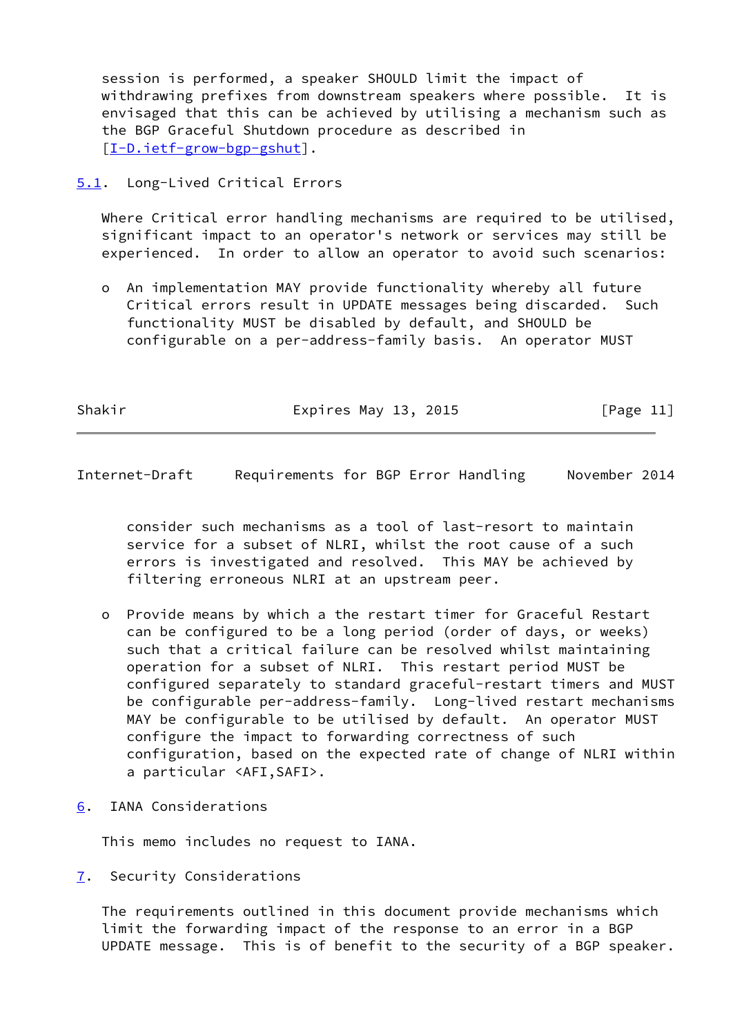session is performed, a speaker SHOULD limit the impact of withdrawing prefixes from downstream speakers where possible. It is envisaged that this can be achieved by utilising a mechanism such as the BGP Graceful Shutdown procedure as described in [I-D.ietf-grow-bgp-gshut].

## 5.1. Long-Lived Critical Errors

Where Critical error handling mechanisms are required to be utilised, significant impact to an operator's network or services may still be experienced. In order to allow an operator to avoid such scenarios:

- An implementation MAY provide functionality whereby all future Critical errors result in UPDATE messages being discarded. Such functionality MUST be disabled by default, and SHOULD be configurable on a per-address-family basis. An operator MUST consider such mechanisms as a tool of last-resort to maintain service for a subset of NLRI, whilst the root cause of a such errors is investigated and resolved. This MAY be achieved by filtering erroneous NLRI at an upstream peer.

- Provide means by which a the restart timer for Graceful Restart can be configured to be a long period (order of days, or weeks) such that a critical failure can be resolved whilst maintaining operation for a subset of NLRI. This restart period MUST be configured separately to standard graceful-restart timers and MUST be configurable per-address-family. Long-lived restart mechanisms MAY be configurable to be utilised by default. An operator MUST configure the impact to forwarding correctness of such configuration, based on the expected rate of change of NLRI within a particular <AFI,SAFI>.

# 6. IANA Considerations

This memo includes no request to IANA.

# 7. Security Considerations

The requirements outlined in this document provide mechanisms which limit the forwarding impact of the response to an error in a BGP UPDATE message. This is of benefit to the security of a BGP speaker.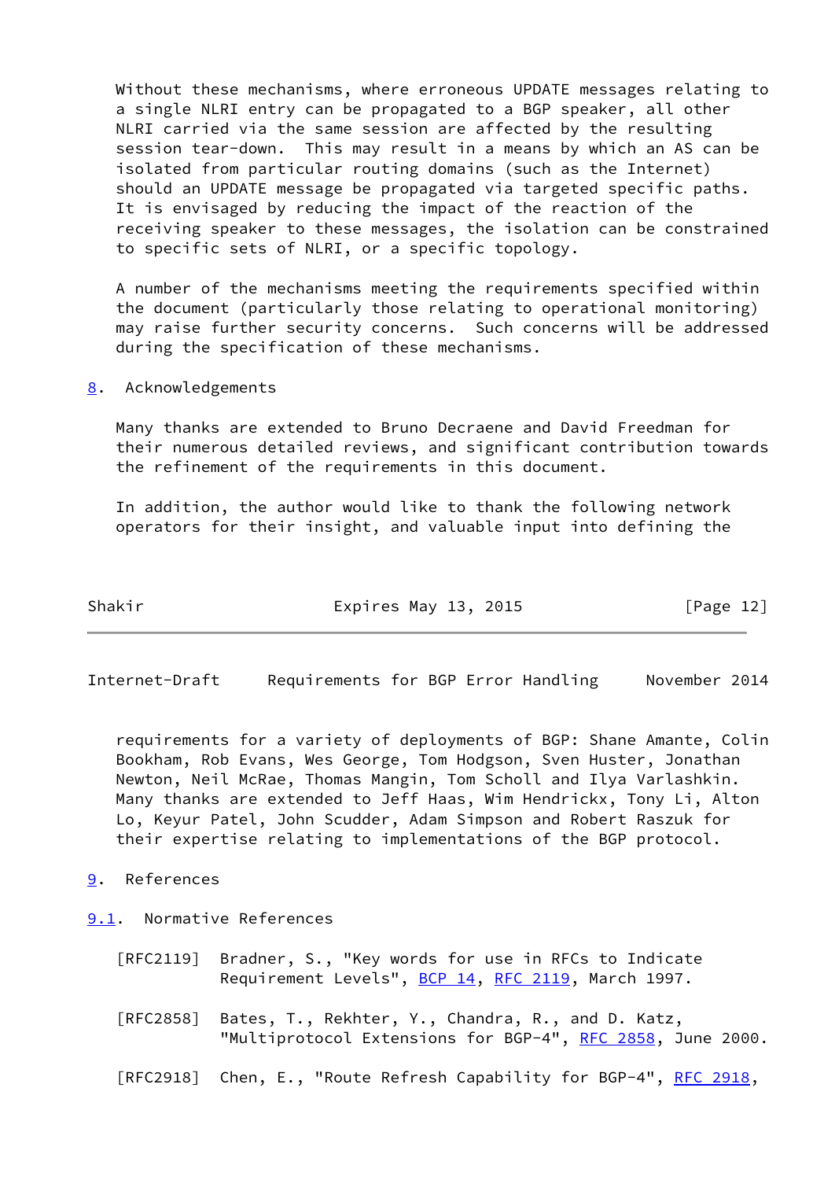Without these mechanisms, where erroneous UPDATE messages relating to a single NLRI entry can be propagated to a BGP speaker, all other NLRI carried via the same session are affected by the resulting session tear-down. This may result in a means by which an AS can be isolated from particular routing domains (such as the Internet) should an UPDATE message be propagated via targeted specific paths. It is envisaged by reducing the impact of the reaction of the receiving speaker to these messages, the isolation can be constrained to specific sets of NLRI, or a specific topology.

A number of the mechanisms meeting the requirements specified within the document (particularly those relating to operational monitoring) may raise further security concerns. Such concerns will be addressed during the specification of these mechanisms.

## 8. Acknowledgements

Many thanks are extended to Bruno Decraene and David Freedman for their numerous detailed reviews, and significant contribution towards the refinement of the requirements in this document.

In addition, the author would like to thank the following network operators for their insight, and valuable input into defining the requirements for a variety of deployments of BGP: Shane Amante, Colin Bookham, Rob Evans, Wes George, Tom Hodgson, Sven Huster, Jonathan Newton, Neil McRae, Thomas Mangin, Tom Scholl and Ilya Varlashkin. Many thanks are extended to Jeff Haas, Wim Hendrickx, Tony Li, Alton Lo, Keyur Patel, John Scudder, Adam Simpson and Robert Raszuk for their expertise relating to implementations of the BGP protocol.

## 9. References

### 9.1. Normative References

[RFC2119] Bradner, S., "Key words for use in RFCs to Indicate Requirement Levels", BCP 14, RFC 2119, March 1997.

[RFC2858] Bates, T., Rekhter, Y., Chandra, R., and D. Katz, "Multiprotocol Extensions for BGP-4", RFC 2858, June 2000.

[RFC2918] Chen, E., "Route Refresh Capability for BGP-4", RFC 2918,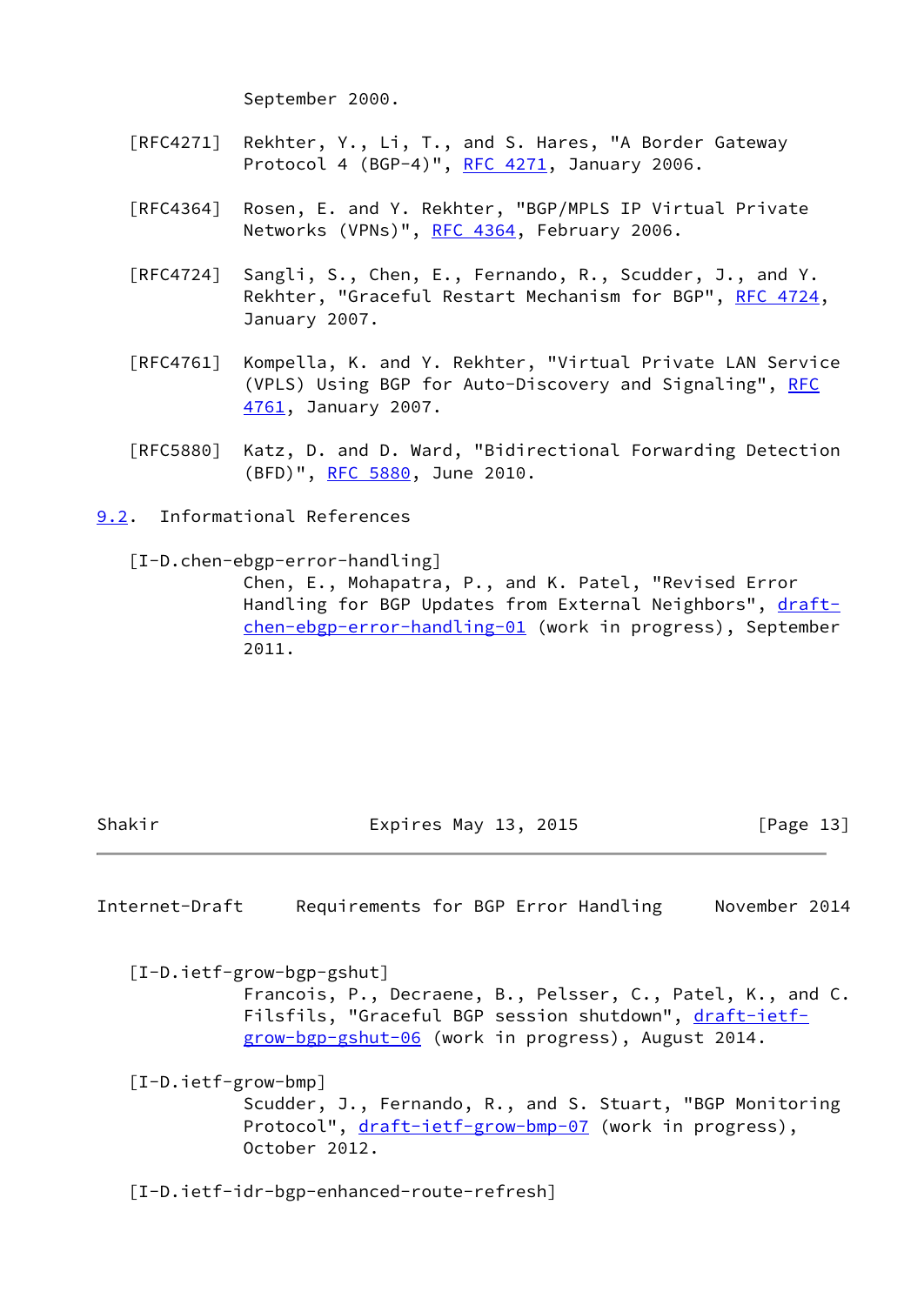September 2000.

[RFC4271] Rekhter, Y., Li, T., and S. Hares, "A Border Gateway Protocol 4 (BGP-4)", RFC 4271, January 2006.

[RFC4364] Rosen, E. and Y. Rekhter, "BGP/MPLS IP Virtual Private Networks (VPNs)", RFC 4364, February 2006.

[RFC4724] Sangli, S., Chen, E., Fernando, R., Scudder, J., and Y. Rekhter, "Graceful Restart Mechanism for BGP", RFC 4724, January 2007.

[RFC4761] Kompella, K. and Y. Rekhter, "Virtual Private LAN Service (VPLS) Using BGP for Auto-Discovery and Signaling", RFC 4761, January 2007.

[RFC5880] Katz, D. and D. Ward, "Bidirectional Forwarding Detection (BFD)", RFC 5880, June 2010.

## 9.2. Informational References

[I-D.chen-ebgp-error-handling]
Chen, E., Mohapatra, P., and K. Patel, "Revised Error Handling for BGP Updates from External Neighbors", draft-chen-ebgp-error-handling-01 (work in progress), September 2011.

[I-D.ietf-grow-bgp-gshut]
Francois, P., Decraene, B., Pelsser, C., Patel, K., and C. Filsfils, "Graceful BGP session shutdown", draft-ietf-grow-bgp-gshut-06 (work in progress), August 2014.

[I-D.ietf-grow-bmp]
Scudder, J., Fernando, R., and S. Stuart, "BGP Monitoring Protocol", draft-ietf-grow-bmp-07 (work in progress), October 2012.

[I-D.ietf-idr-bgp-enhanced-route-refresh]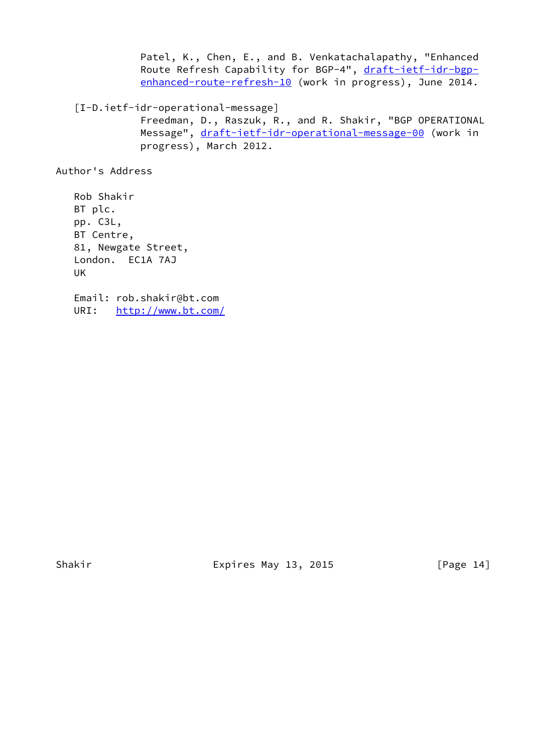Patel, K., Chen, E., and B. Venkatachalapathy, "Enhanced Route Refresh Capability for BGP-4", draft-ietf-idr-bgp-enhanced-route-refresh-10 (work in progress), June 2014.

[I-D.ietf-idr-operational-message]
Freedman, D., Raszuk, R., and R. Shakir, "BGP OPERATIONAL Message", draft-ietf-idr-operational-message-00 (work in progress), March 2012.

## Author's Address

Rob Shakir
BT plc.
pp. C3L,
BT Centre,
81, Newgate Street,
London.  EC1A 7AJ
UK

Email: rob.shakir@bt.com
URI:   http://www.bt.com/